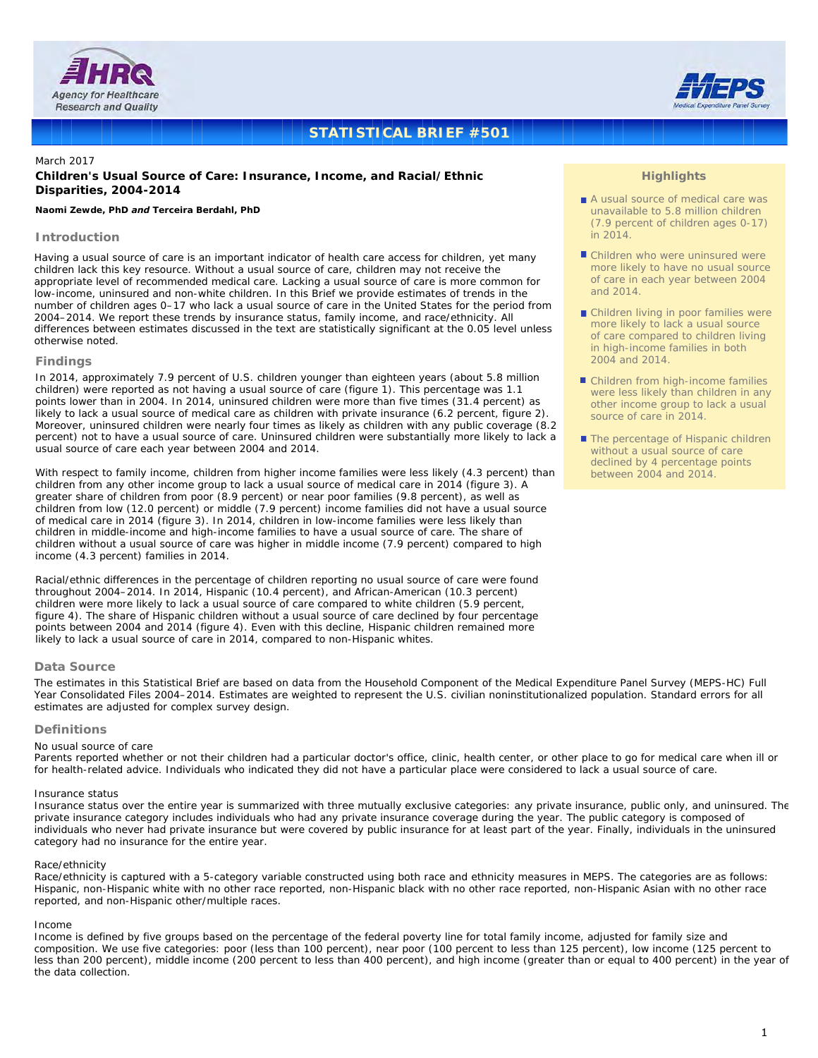# STATISTICAL BRIEF #501

March 2017

## Children's Usual Source of Care: Insurance, Income, and Racial/Ethnic Disparities, 2004-2014

**Naomi Zewde, PhD *and* Terceira Berdahl, PhD**

### Highlights

- A usual source of medical care was unavailable to 5.8 million children (7.9 percent of children ages 0-17) in 2014.
- Children who were uninsured were more likely to have no usual source of care in each year between 2004 and 2014.
- Children living in poor families were more likely to lack a usual source of care compared to children living in high-income families in both 2004 and 2014.
- Children from high-income families were less likely than children in any other income group to lack a usual source of care in 2014.
- The percentage of Hispanic children without a usual source of care declined by 4 percentage points between 2004 and 2014.

### Introduction

Having a usual source of care is an important indicator of health care access for children, yet many children lack this key resource. Without a usual source of care, children may not receive the appropriate level of recommended medical care. Lacking a usual source of care is more common for low-income, uninsured and non-white children. In this Brief we provide estimates of trends in the number of children ages 0–17 who lack a usual source of care in the United States for the period from 2004–2014. We report these trends by insurance status, family income, and race/ethnicity. All differences between estimates discussed in the text are statistically significant at the 0.05 level unless otherwise noted.

### Findings

In 2014, approximately 7.9 percent of U.S. children younger than eighteen years (about 5.8 million children) were reported as not having a usual source of care (figure 1). This percentage was 1.1 points lower than in 2004. In 2014, uninsured children were more than five times (31.4 percent) as likely to lack a usual source of medical care as children with private insurance (6.2 percent, figure 2). Moreover, uninsured children were nearly four times as likely as children with any public coverage (8.2 percent) not to have a usual source of care. Uninsured children were substantially more likely to lack a usual source of care each year between 2004 and 2014.

With respect to family income, children from higher income families were less likely (4.3 percent) than children from any other income group to lack a usual source of medical care in 2014 (figure 3). A greater share of children from poor (8.9 percent) or near poor families (9.8 percent), as well as children from low (12.0 percent) or middle (7.9 percent) income families did not have a usual source of medical care in 2014 (figure 3). In 2014, children in low-income families were less likely than children in middle-income and high-income families to have a usual source of care. The share of children without a usual source of care was higher in middle income (7.9 percent) compared to high income (4.3 percent) families in 2014.

Racial/ethnic differences in the percentage of children reporting no usual source of care were found throughout 2004–2014. In 2014, Hispanic (10.4 percent), and African-American (10.3 percent) children were more likely to lack a usual source of care compared to white children (5.9 percent, figure 4). The share of Hispanic children without a usual source of care declined by four percentage points between 2004 and 2014 (figure 4). Even with this decline, Hispanic children remained more likely to lack a usual source of care in 2014, compared to non-Hispanic whites.

### Data Source

The estimates in this Statistical Brief are based on data from the Household Component of the Medical Expenditure Panel Survey (MEPS-HC) Full Year Consolidated Files 2004–2014. Estimates are weighted to represent the U.S. civilian noninstitutionalized population. Standard errors for all estimates are adjusted for complex survey design.

### Definitions

No usual source of care

Parents reported whether or not their children had a particular doctor's office, clinic, health center, or other place to go for medical care when ill or for health-related advice. Individuals who indicated they did not have a particular place were considered to lack a usual source of care.

Insurance status

Insurance status over the entire year is summarized with three mutually exclusive categories: any private insurance, public only, and uninsured. The private insurance category includes individuals who had any private insurance coverage during the year. The public category is composed of individuals who never had private insurance but were covered by public insurance for at least part of the year. Finally, individuals in the uninsured category had no insurance for the entire year.

Race/ethnicity

Race/ethnicity is captured with a 5-category variable constructed using both race and ethnicity measures in MEPS. The categories are as follows: Hispanic, non-Hispanic white with no other race reported, non-Hispanic black with no other race reported, non-Hispanic Asian with no other race reported, and non-Hispanic other/multiple races.

Income

Income is defined by five groups based on the percentage of the federal poverty line for total family income, adjusted for family size and composition. We use five categories: poor (less than 100 percent), near poor (100 percent to less than 125 percent), low income (125 percent to less than 200 percent), middle income (200 percent to less than 400 percent), and high income (greater than or equal to 400 percent) in the year of the data collection.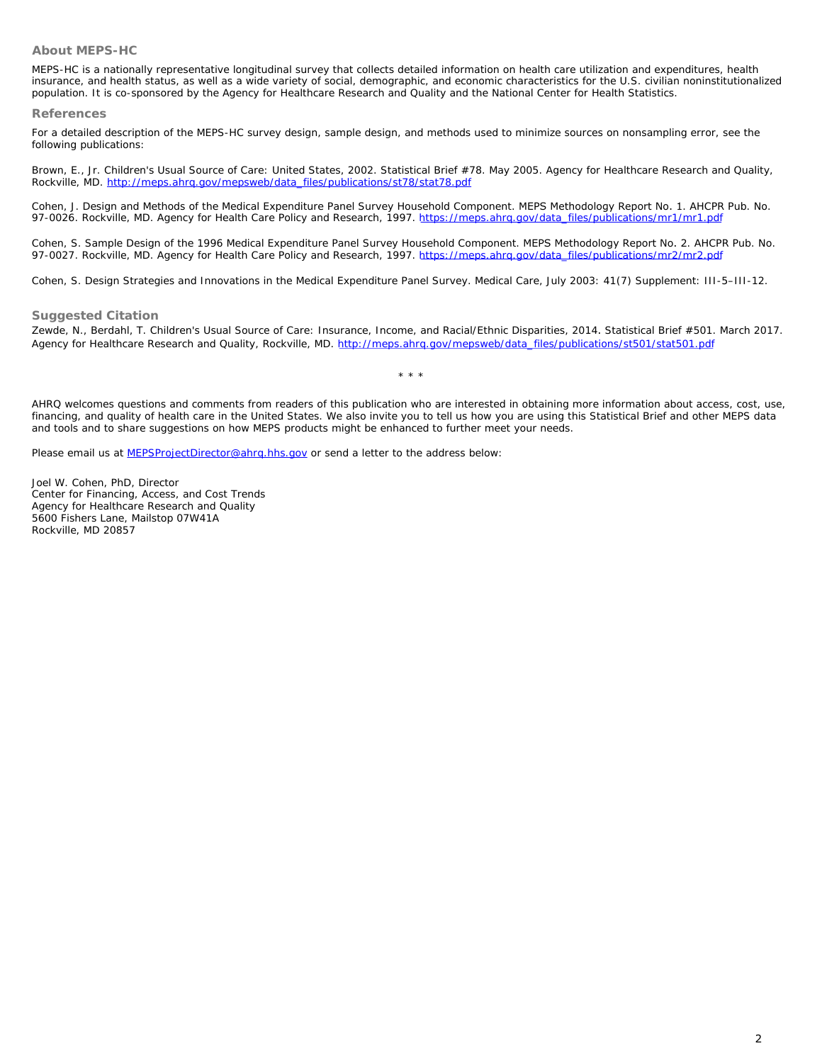## About MEPS-HC

MEPS-HC is a nationally representative longitudinal survey that collects detailed information on health care utilization and expenditures, health insurance, and health status, as well as a wide variety of social, demographic, and economic characteristics for the U.S. civilian noninstitutionalized population. It is co-sponsored by the Agency for Healthcare Research and Quality and the National Center for Health Statistics.

## References

For a detailed description of the MEPS-HC survey design, sample design, and methods used to minimize sources on nonsampling error, see the following publications:

Brown, E., Jr. Children's Usual Source of Care: United States, 2002. Statistical Brief #78. May 2005. Agency for Healthcare Research and Quality, Rockville, MD. http://meps.ahrq.gov/mepsweb/data_files/publications/st78/stat78.pdf

Cohen, J. Design and Methods of the Medical Expenditure Panel Survey Household Component. MEPS Methodology Report No. 1. AHCPR Pub. No. 97-0026. Rockville, MD. Agency for Health Care Policy and Research, 1997. https://meps.ahrq.gov/data_files/publications/mr1/mr1.pdf

Cohen, S. Sample Design of the 1996 Medical Expenditure Panel Survey Household Component. MEPS Methodology Report No. 2. AHCPR Pub. No. 97-0027. Rockville, MD. Agency for Health Care Policy and Research, 1997. https://meps.ahrq.gov/data_files/publications/mr2/mr2.pdf

Cohen, S. Design Strategies and Innovations in the Medical Expenditure Panel Survey. Medical Care, July 2003: 41(7) Supplement: III-5–III-12.

## Suggested Citation

Zewde, N., Berdahl, T. Children's Usual Source of Care: Insurance, Income, and Racial/Ethnic Disparities, 2014. Statistical Brief #501. March 2017. Agency for Healthcare Research and Quality, Rockville, MD. http://meps.ahrq.gov/mepsweb/data_files/publications/st501/stat501.pdf

\* \* \*

AHRQ welcomes questions and comments from readers of this publication who are interested in obtaining more information about access, cost, use, financing, and quality of health care in the United States. We also invite you to tell us how you are using this Statistical Brief and other MEPS data and tools and to share suggestions on how MEPS products might be enhanced to further meet your needs.

Please email us at MEPSProjectDirector@ahrq.hhs.gov or send a letter to the address below:

Joel W. Cohen, PhD, Director
Center for Financing, Access, and Cost Trends
Agency for Healthcare Research and Quality
5600 Fishers Lane, Mailstop 07W41A
Rockville, MD 20857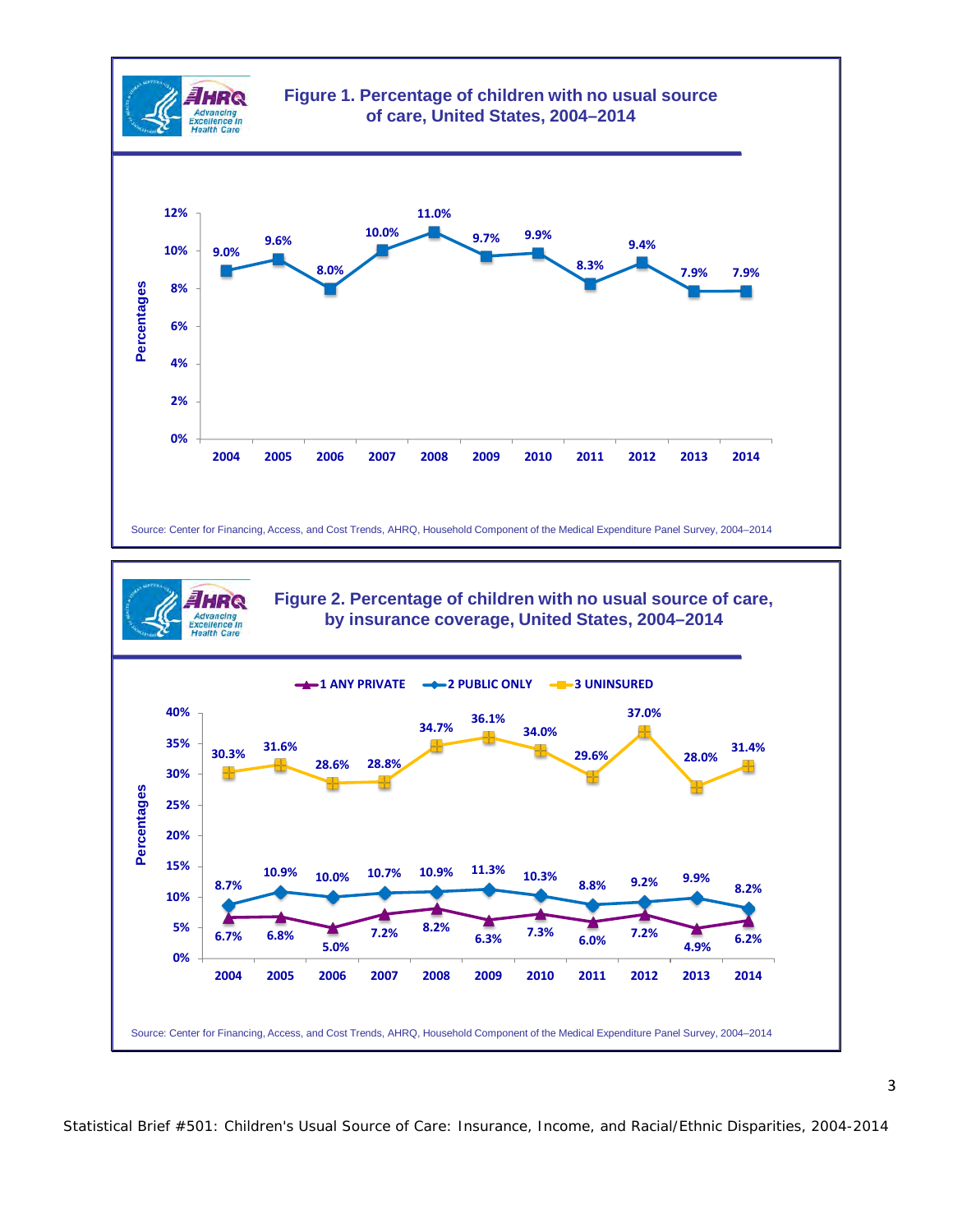## Figure 1. Percentage of children with no usual source of care, United States, 2004–2014

| Year | Percentage |
|---|---|
| 2004 | 9.0% |
| 2005 | 9.6% |
| 2006 | 8.0% |
| 2007 | 10.0% |
| 2008 | 11.0% |
| 2009 | 9.7% |
| 2010 | 9.9% |
| 2011 | 8.3% |
| 2012 | 9.4% |
| 2013 | 7.9% |
| 2014 | 7.9% |

Source: Center for Financing, Access, and Cost Trends, AHRQ, Household Component of the Medical Expenditure Panel Survey, 2004–2014

## Figure 2. Percentage of children with no usual source of care, by insurance coverage, United States, 2004–2014

| Year | 1 ANY PRIVATE | 2 PUBLIC ONLY | 3 UNINSURED |
|---|---|---|---|
| 2004 | 6.7% | 8.7% | 30.3% |
| 2005 | 6.8% | 10.9% | 31.6% |
| 2006 | 5.0% | 10.0% | 28.6% |
| 2007 | 7.2% | 10.7% | 28.8% |
| 2008 | 8.2% | 10.9% | 34.7% |
| 2009 | 6.3% | 11.3% | 36.1% |
| 2010 | 7.3% | 10.3% | 34.0% |
| 2011 | 6.0% | 8.8% | 29.6% |
| 2012 | 7.2% | 9.2% | 37.0% |
| 2013 | 4.9% | 9.9% | 28.0% |
| 2014 | 6.2% | 8.2% | 31.4% |

Source: Center for Financing, Access, and Cost Trends, AHRQ, Household Component of the Medical Expenditure Panel Survey, 2004–2014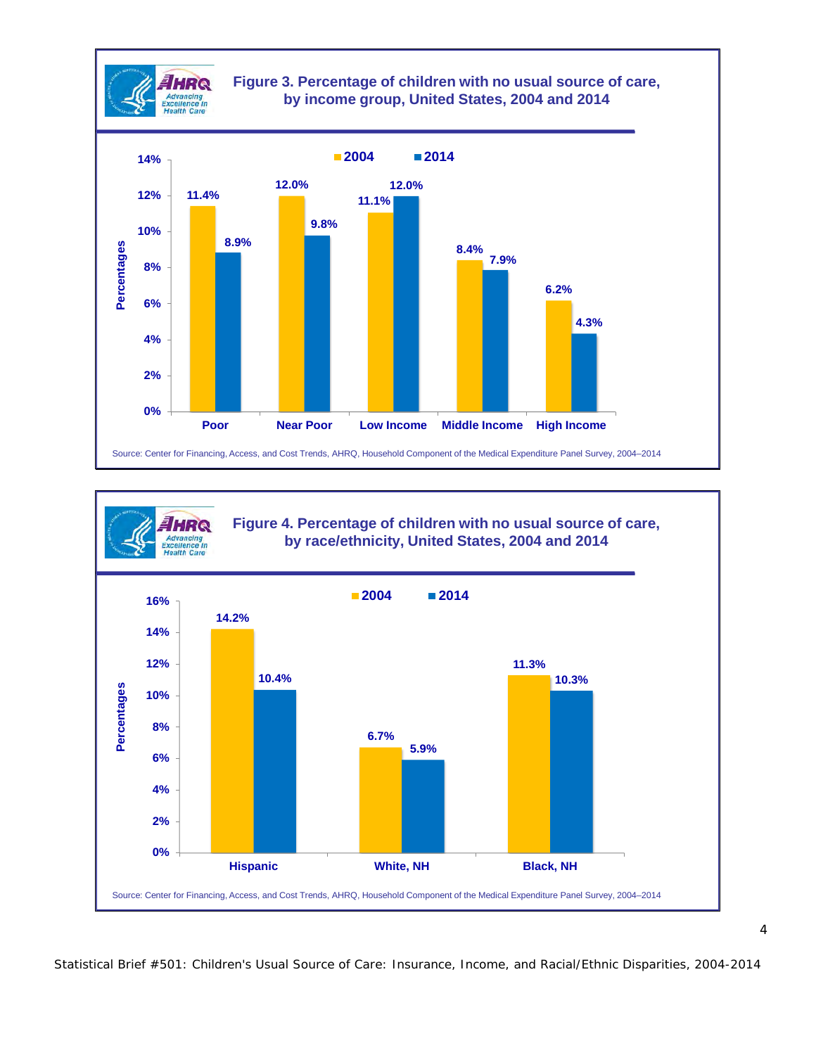**Figure 3. Percentage of children with no usual source of care, by income group, United States, 2004 and 2014**

2004
2014

Percentages

14%
12%
10%
8%
6%
4%
2%
0%

11.4%
8.9%
12.0%
9.8%
11.1%
12.0%
8.4%
7.9%
6.2%
4.3%

Poor
Near Poor
Low Income
Middle Income
High Income

Source: Center for Financing, Access, and Cost Trends, AHRQ, Household Component of the Medical Expenditure Panel Survey, 2004–2014

**Figure 4. Percentage of children with no usual source of care, by race/ethnicity, United States, 2004 and 2014**

2004
2014

Percentages

16%
14%
12%
10%
8%
6%
4%
2%
0%

14.2%
10.4%
6.7%
5.9%
11.3%
10.3%

Hispanic
White, NH
Black, NH

Source: Center for Financing, Access, and Cost Trends, AHRQ, Household Component of the Medical Expenditure Panel Survey, 2004–2014